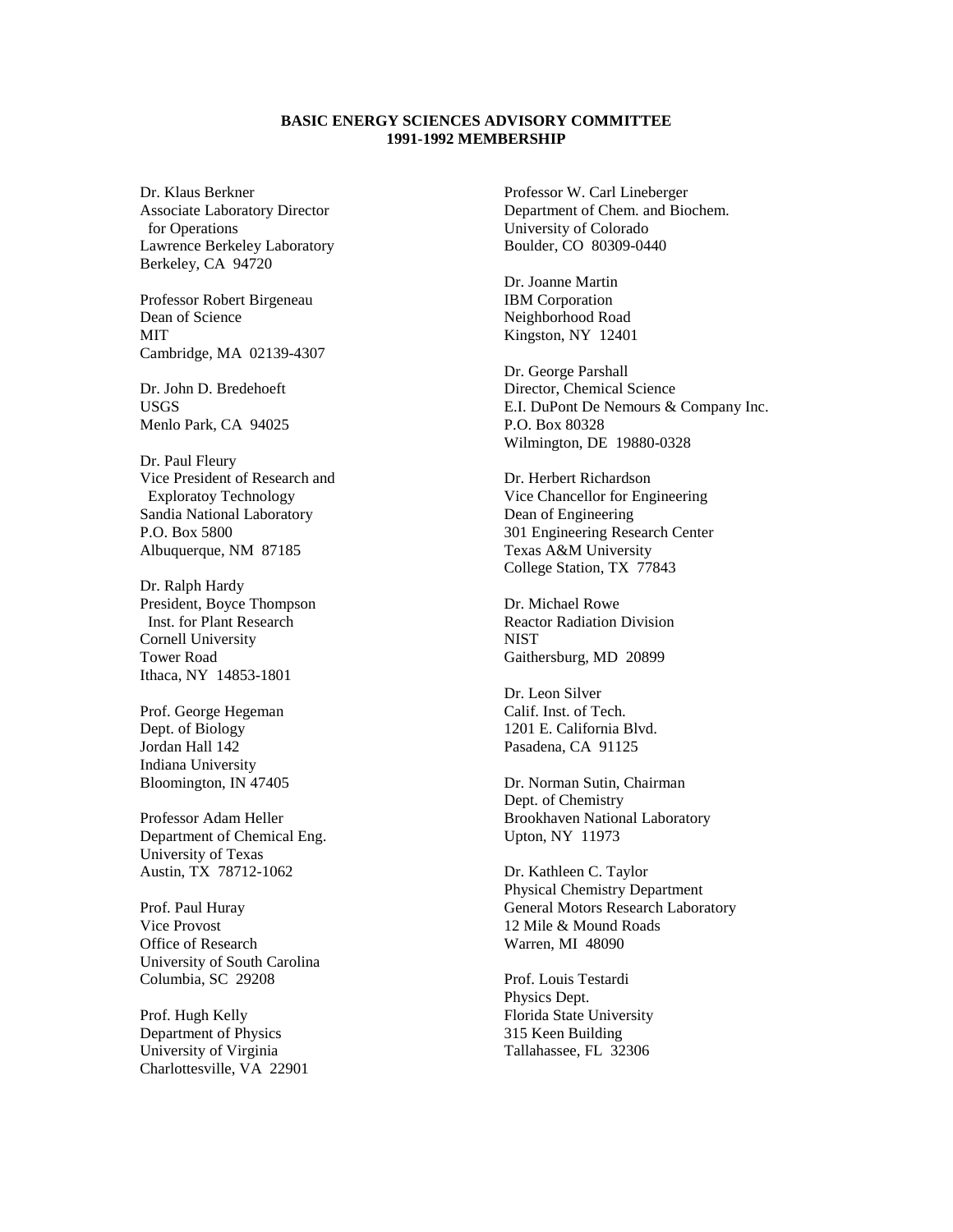**BASIC ENERGY SCIENCES ADVISORY COMMITTEE**
**1991-1992 MEMBERSHIP**

Dr. Klaus Berkner
Associate Laboratory Director
for Operations
Lawrence Berkeley Laboratory
Berkeley, CA 94720

Professor Robert Birgeneau
Dean of Science
MIT
Cambridge, MA 02139-4307

Dr. John D. Bredehoeft
USGS
Menlo Park, CA 94025

Dr. Paul Fleury
Vice President of Research and
Exploratoy Technology
Sandia National Laboratory
P.O. Box 5800
Albuquerque, NM 87185

Dr. Ralph Hardy
President, Boyce Thompson
Inst. for Plant Research
Cornell University
Tower Road
Ithaca, NY 14853-1801

Prof. George Hegeman
Dept. of Biology
Jordan Hall 142
Indiana University
Bloomington, IN 47405

Professor Adam Heller
Department of Chemical Eng.
University of Texas
Austin, TX 78712-1062

Prof. Paul Huray
Vice Provost
Office of Research
University of South Carolina
Columbia, SC 29208

Prof. Hugh Kelly
Department of Physics
University of Virginia
Charlottesville, VA 22901

Professor W. Carl Lineberger
Department of Chem. and Biochem.
University of Colorado
Boulder, CO 80309-0440

Dr. Joanne Martin
IBM Corporation
Neighborhood Road
Kingston, NY 12401

Dr. George Parshall
Director, Chemical Science
E.I. DuPont De Nemours & Company Inc.
P.O. Box 80328
Wilmington, DE 19880-0328

Dr. Herbert Richardson
Vice Chancellor for Engineering
Dean of Engineering
301 Engineering Research Center
Texas A&M University
College Station, TX 77843

Dr. Michael Rowe
Reactor Radiation Division
NIST
Gaithersburg, MD 20899

Dr. Leon Silver
Calif. Inst. of Tech.
1201 E. California Blvd.
Pasadena, CA 91125

Dr. Norman Sutin, Chairman
Dept. of Chemistry
Brookhaven National Laboratory
Upton, NY 11973

Dr. Kathleen C. Taylor
Physical Chemistry Department
General Motors Research Laboratory
12 Mile & Mound Roads
Warren, MI 48090

Prof. Louis Testardi
Physics Dept.
Florida State University
315 Keen Building
Tallahassee, FL 32306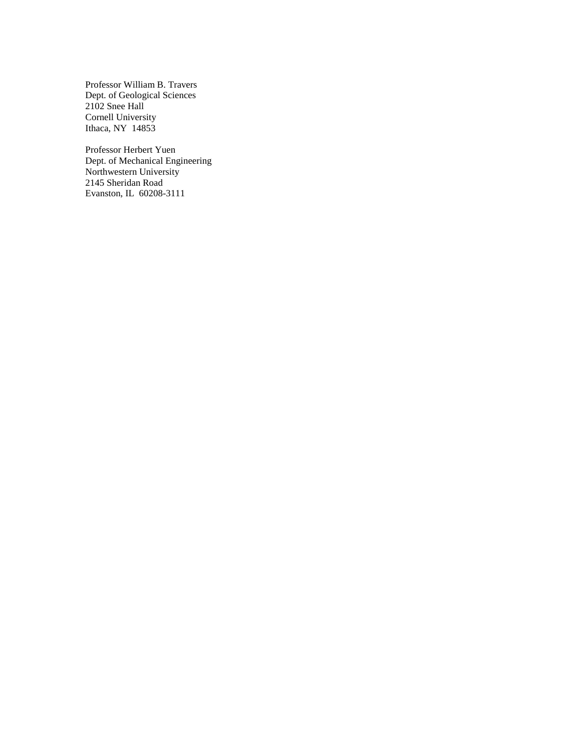Professor William B. Travers
Dept. of Geological Sciences
2102 Snee Hall
Cornell University
Ithaca, NY 14853

Professor Herbert Yuen
Dept. of Mechanical Engineering
Northwestern University
2145 Sheridan Road
Evanston, IL 60208-3111